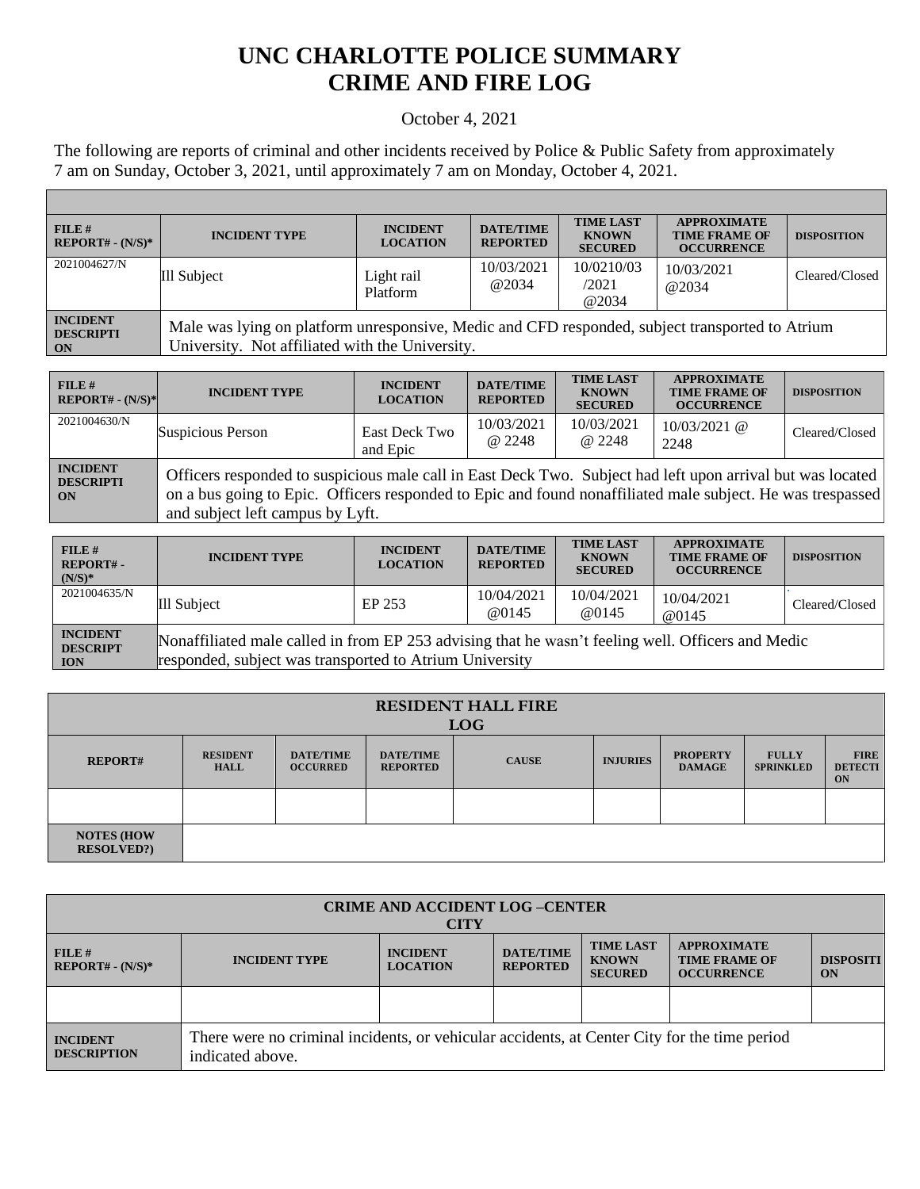# UNC CHARLOTTE POLICE SUMMARY
# CRIME AND FIRE LOG

October 4, 2021

The following are reports of criminal and other incidents received by Police & Public Safety from approximately 7 am on Sunday, October 3, 2021, until approximately 7 am on Monday, October 4, 2021.

| FILE # REPORT# - (N/S)* | INCIDENT TYPE | INCIDENT LOCATION | DATE/TIME REPORTED | TIME LAST KNOWN SECURED | APPROXIMATE TIME FRAME OF OCCURRENCE | DISPOSITION |
|---|---|---|---|---|---|---|
| 2021004627/N | Ill Subject | Light rail Platform | 10/03/2021 @2034 | 10/0210/03/2021 @2034 | 10/03/2021 @2034 | Cleared/Closed |
| INCIDENT DESCRIPTION | Male was lying on platform unresponsive, Medic and CFD responded, subject transported to Atrium University. Not affiliated with the University. | | | | | |

| FILE # REPORT# - (N/S)* | INCIDENT TYPE | INCIDENT LOCATION | DATE/TIME REPORTED | TIME LAST KNOWN SECURED | APPROXIMATE TIME FRAME OF OCCURRENCE | DISPOSITION |
|---|---|---|---|---|---|---|
| 2021004630/N | Suspicious Person | East Deck Two and Epic | 10/03/2021 @ 2248 | 10/03/2021 @ 2248 | 10/03/2021 @ 2248 | Cleared/Closed |
| INCIDENT DESCRIPTION | Officers responded to suspicious male call in East Deck Two. Subject had left upon arrival but was located on a bus going to Epic. Officers responded to Epic and found nonaffiliated male subject. He was trespassed and subject left campus by Lyft. | | | | | |

| FILE # REPORT# - (N/S)* | INCIDENT TYPE | INCIDENT LOCATION | DATE/TIME REPORTED | TIME LAST KNOWN SECURED | APPROXIMATE TIME FRAME OF OCCURRENCE | DISPOSITION |
|---|---|---|---|---|---|---|
| 2021004635/N | Ill Subject | EP 253 | 10/04/2021 @0145 | 10/04/2021 @0145 | 10/04/2021 @0145 | Cleared/Closed |
| INCIDENT DESCRIPTION | Nonaffiliated male called in from EP 253 advising that he wasn't feeling well. Officers and Medic responded, subject was transported to Atrium University | | | | | |

| RESIDENT HALL FIRE LOG | | | | | | | | |
|---|---|---|---|---|---|---|---|---|
| REPORT# | RESIDENT HALL | DATE/TIME OCCURRED | DATE/TIME REPORTED | CAUSE | INJURIES | PROPERTY DAMAGE | FULLY SPRINKLED | FIRE DETECTION |
| | | | | | | | | |
| NOTES (HOW RESOLVED?) | | | | | | | | |

| CRIME AND ACCIDENT LOG –CENTER CITY | | | | | | |
|---|---|---|---|---|---|---|
| FILE # REPORT# - (N/S)* | INCIDENT TYPE | INCIDENT LOCATION | DATE/TIME REPORTED | TIME LAST KNOWN SECURED | APPROXIMATE TIME FRAME OF OCCURRENCE | DISPOSITION |
| | | | | | | |
| INCIDENT DESCRIPTION | There were no criminal incidents, or vehicular accidents, at Center City for the time period indicated above. | | | | | |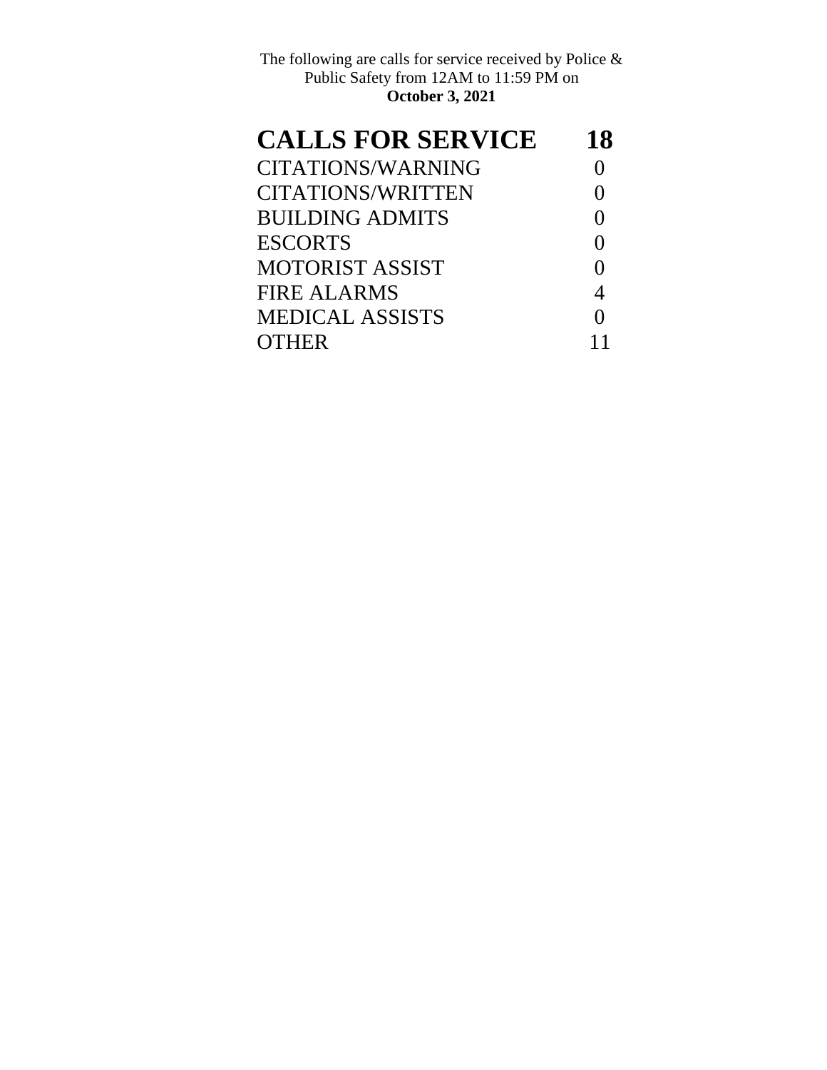The following are calls for service received by Police & Public Safety from 12AM to 11:59 PM on
**October 3, 2021**

| | |
|---|---|
| **CALLS FOR SERVICE** | **18** |
| CITATIONS/WARNING | 0 |
| CITATIONS/WRITTEN | 0 |
| BUILDING ADMITS | 0 |
| ESCORTS | 0 |
| MOTORIST ASSIST | 0 |
| FIRE ALARMS | 4 |
| MEDICAL ASSISTS | 0 |
| OTHER | 11 |